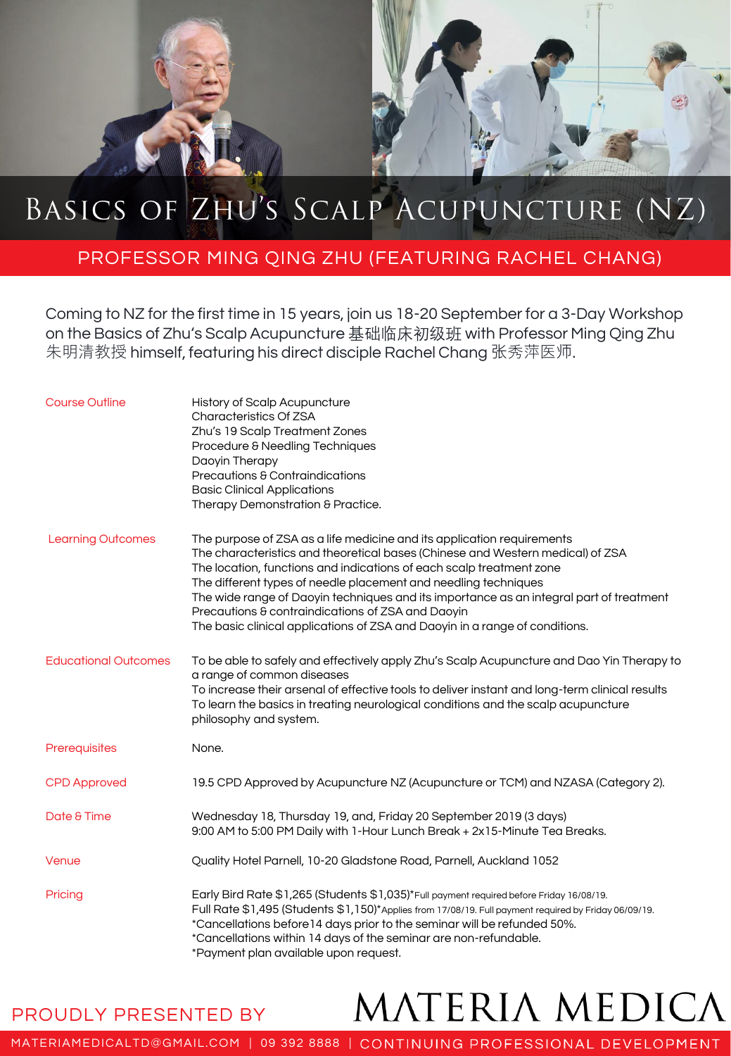# Basics of Zhu's Scalp Acupuncture (NZ)

## PROFESSOR MING QING ZHU (FEATURING RACHEL CHANG)

Coming to NZ for the first time in 15 years, join us 18-20 September for a 3-Day Workshop on the Basics of Zhu's Scalp Acupuncture 基础临床初级班 with Professor Ming Qing Zhu 朱明清教授 himself, featuring his direct disciple Rachel Chang 张秀萍医师.

| | |
|---|---|
| Course Outline | History of Scalp Acupuncture<br>Characteristics Of ZSA<br>Zhu's 19 Scalp Treatment Zones<br>Procedure & Needling Techniques<br>Daoyin Therapy<br>Precautions & Contraindications<br>Basic Clinical Applications<br>Therapy Demonstration & Practice. |
| Learning Outcomes | The purpose of ZSA as a life medicine and its application requirements<br>The characteristics and theoretical bases (Chinese and Western medical) of ZSA<br>The location, functions and indications of each scalp treatment zone<br>The different types of needle placement and needling techniques<br>The wide range of Daoyin techniques and its importance as an integral part of treatment<br>Precautions & contraindications of ZSA and Daoyin<br>The basic clinical applications of ZSA and Daoyin in a range of conditions. |
| Educational Outcomes | To be able to safely and effectively apply Zhu's Scalp Acupuncture and Dao Yin Therapy to a range of common diseases<br>To increase their arsenal of effective tools to deliver instant and long-term clinical results<br>To learn the basics in treating neurological conditions and the scalp acupuncture philosophy and system. |
| Prerequisites | None. |
| CPD Approved | 19.5 CPD Approved by Acupuncture NZ (Acupuncture or TCM) and NZASA (Category 2). |
| Date & Time | Wednesday 18, Thursday 19, and, Friday 20 September 2019 (3 days)<br>9:00 AM to 5:00 PM Daily with 1-Hour Lunch Break + 2x15-Minute Tea Breaks. |
| Venue | Quality Hotel Parnell, 10-20 Gladstone Road, Parnell, Auckland 1052 |
| Pricing | Early Bird Rate $1,265 (Students $1,035)*Full payment required before Friday 16/08/19.<br>Full Rate $1,495 (Students $1,150)*Applies from 17/08/19. Full payment required by Friday 06/09/19.<br>*Cancellations before14 days prior to the seminar will be refunded 50%.<br>*Cancellations within 14 days of the seminar are non-refundable.<br>*Payment plan available upon request. |

PROUDLY PRESENTED BY **MATERIA MEDICA**

MATERIAMEDICALTD@GMAIL.COM | 09 392 8888 | CONTINUING PROFESSIONAL DEVELOPMENT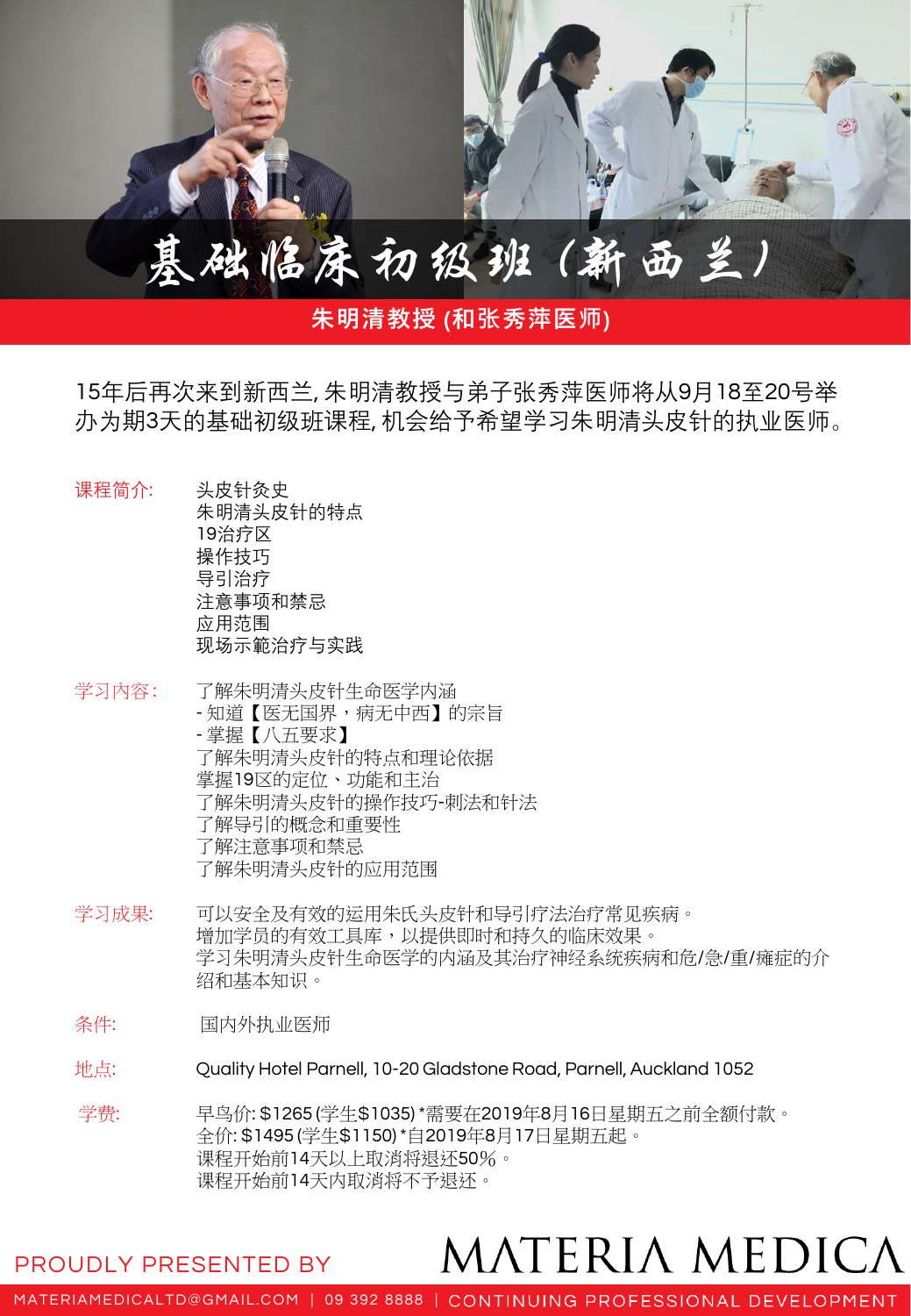# 基础临床初级班（新西兰）

**朱明清教授 (和张秀萍医师)**

15年后再次来到新西兰, 朱明清教授与弟子张秀萍医师将从9月18至20号举办为期3天的基础初级班课程, 机会给予希望学习朱明清头皮针的执业医师。

**课程简介:**

头皮针灸史
朱明清头皮针的特点
19治疗区
操作技巧
导引治疗
注意事项和禁忌
应用范围
现场示範治疗与实践

**学习内容:**

了解朱明清头皮针生命医学内涵
- 知道【医无国界，病无中西】的宗旨
- 掌握【八五要求】

了解朱明清头皮针的特点和理论依据
掌握19区的定位、功能和主治
了解朱明清头皮针的操作技巧-刺法和针法
了解导引的概念和重要性
了解注意事项和禁忌
了解朱明清头皮针的应用范围

**学习成果:**

可以安全及有效的运用朱氏头皮针和导引疗法治疗常见疾病。
增加学员的有效工具库，以提供即时和持久的临床效果。
学习朱明清头皮针生命医学的内涵及其治疗神经系统疾病和危/急/重/瘫症的介绍和基本知识。

**条件:** 国内外执业医师

**地点:** Quality Hotel Parnell, 10-20 Gladstone Road, Parnell, Auckland 1052

**学费:**

早鸟价: $1265 (学生$1035) *需要在2019年8月16日星期五之前全额付款。
全价: $1495 (学生$1150) *自2019年8月17日星期五起。
课程开始前14天以上取消将退还50%。
课程开始前14天内取消将不予退还。

PROUDLY PRESENTED BY

MATERIA MEDICA

MATERIAMEDICALTD@GMAIL.COM | 09 392 8888 | CONTINUING PROFESSIONAL DEVELOPMENT